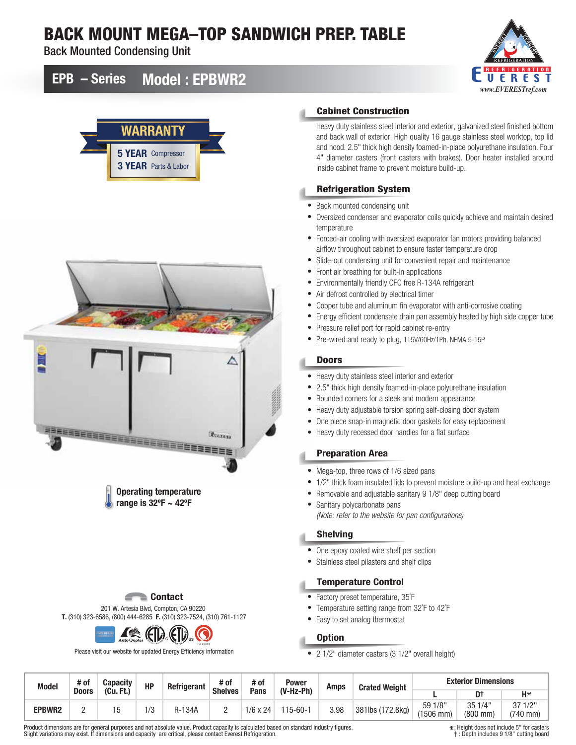# BACK MOUNT MEGA–TOP SANDWICH PREP. TABLE

Back Mounted Condensing Unit

## EPB – Series Model : EPBWR2

www.EVERESTref.com

**WARRANTY**

**5 YEAR** Compressor
**3 YEAR** Parts & Labor

**Operating temperature range is 32ºF ~ 42ºF**

### Cabinet Construction

Heavy duty stainless steel interior and exterior, galvanized steel finished bottom and back wall of exterior. High quality 16 gauge stainless steel worktop, top lid and hood. 2.5" thick high density foamed-in-place polyurethane insulation. Four 4" diameter casters (front casters with brakes). Door heater installed around inside cabinet frame to prevent moisture build-up.

### Refrigeration System

- Back mounted condensing unit
- Oversized condenser and evaporator coils quickly achieve and maintain desired temperature
- Forced-air cooling with oversized evaporator fan motors providing balanced airflow throughout cabinet to ensure faster temperature drop
- Slide-out condensing unit for convenient repair and maintenance
- Front air breathing for built-in applications
- Environmentally friendly CFC free R-134A refrigerant
- Air defrost controlled by electrical timer
- Copper tube and aluminum fin evaporator with anti-corrosive coating
- Energy efficient condensate drain pan assembly heated by high side copper tube
- Pressure relief port for rapid cabinet re-entry
- Pre-wired and ready to plug, 115V/60Hz/1Ph, NEMA 5-15P

### Doors

- Heavy duty stainless steel interior and exterior
- 2.5" thick high density foamed-in-place polyurethane insulation
- Rounded corners for a sleek and modern appearance
- Heavy duty adjustable torsion spring self-closing door system
- One piece snap-in magnetic door gaskets for easy replacement
- Heavy duty recessed door handles for a flat surface

### Preparation Area

- Mega-top, three rows of 1/6 sized pans
- 1/2" thick foam insulated lids to prevent moisture build-up and heat exchange
- Removable and adjustable sanitary 9 1/8" deep cutting board
- Sanitary polycarbonate pans
  *(Note: refer to the website for pan configurations)*

### Shelving

- One epoxy coated wire shelf per section
- Stainless steel pilasters and shelf clips

### Temperature Control

- Factory preset temperature, 35̊F
- Temperature setting range from 32̊F to 42̊F
- Easy to set analog thermostat

### Option

- 2 1/2" diameter casters (3 1/2" overall height)

### Contact

201 W. Artesia Blvd, Compton, CA 90220
**T.** (310) 323-6586, (800) 444-6285 **F.** (310) 323-7524, (310) 761-1127

Please visit our website for updated Energy Efficiency information

| Model | # of Doors | Capacity (Cu. Ft.) | HP | Refrigerant | # of Shelves | # of Pans | Power (V-Hz-Ph) | Amps | Crated Weight | Exterior Dimensions | | |
|---|---|---|---|---|---|---|---|---|---|---|---|---|
| | | | | | | | | | | L | D† | H* |
| EPBWR2 | 2 | 15 | 1/3 | R-134A | 2 | 1/6 x 24 | 115-60-1 | 3.98 | 381lbs (172.8kg) | 59 1/8" (1506 mm) | 35 1/4" (800 mm) | 37 1/2" (740 mm) |

Product dimensions are for general purposes and not absolute value. Product capacity is calculated based on standard industry figures. Slight variations may exist. If dimensions and capacity are critical, please contact Everest Refrigeration.

*: Height does not include 5" for casters
†: Depth includes 9 1/8" cutting board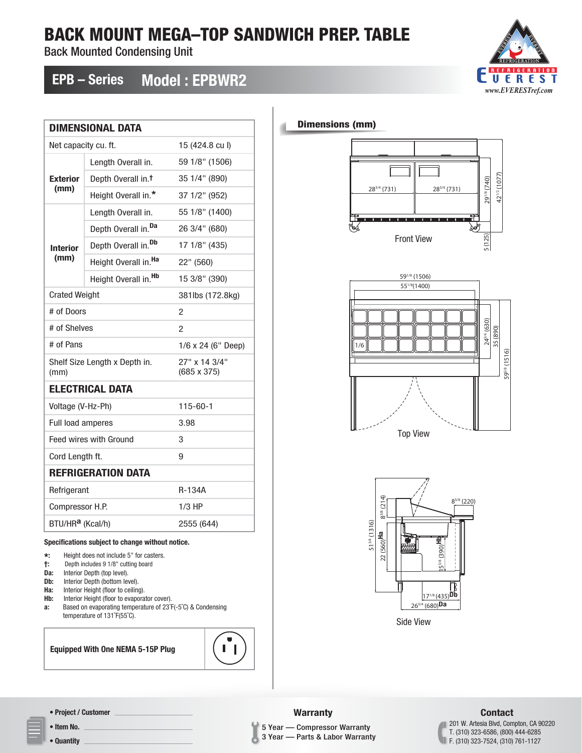# BACK MOUNT MEGA–TOP SANDWICH PREP. TABLE

Back Mounted Condensing Unit

## EPB – Series Model : EPBWR2

| DIMENSIONAL DATA | | |
|---|---|---|
| Net capacity cu. ft. | | 15 (424.8 cu l) |
| Exterior (mm) | Length Overall in. | 59 1/8" (1506) |
| | Depth Overall in.† | 35 1/4" (890) |
| | Height Overall in.* | 37 1/2" (952) |
| Interior (mm) | Length Overall in. | 55 1/8" (1400) |
| | Depth Overall in.Da | 26 3/4" (680) |
| | Depth Overall in.Db | 17 1/8" (435) |
| | Height Overall in.Ha | 22" (560) |
| | Height Overall in.Hb | 15 3/8" (390) |
| Crated Weight | | 381lbs (172.8kg) |
| # of Doors | | 2 |
| # of Shelves | | 2 |
| # of Pans | | 1/6 x 24 (6" Deep) |
| Shelf Size Length x Depth in. (mm) | | 27" x 14 3/4" (685 x 375) |
| **ELECTRICAL DATA** | | |
| Voltage (V-Hz-Ph) | | 115-60-1 |
| Full load amperes | | 3.98 |
| Feed wires with Ground | | 3 |
| Cord Length ft. | | 9 |
| **REFRIGERATION DATA** | | |
| Refrigerant | | R-134A |
| Compressor H.P. | | 1/3 HP |
| BTU/HR[a] (Kcal/h) | | 2555 (644) |

**Specifications subject to change without notice.**

*: Height does not include 5" for casters.
†: Depth includes 9 1/8" cutting board
Da: Interior Depth (top level).
Db: Interior Depth (bottom level).
Ha: Interior Height (floor to ceiling).
Hb: Interior Height (floor to evaporator cover).
a: Based on evaporating temperature of 23˚F(-5˚C) & Condensing temperature of 131˚F(55˚C).

**Equipped With One NEMA 5-15P Plug**

## Dimensions (mm)

28¾ (731)
28¾ (731)
29⅛ (740)
42½ (1077)
5 (125)
Front View

59⅛ (1506)
55⅛ (1400)
1/6
24¾ (630)
35 (890)
59⅝ (1516)
Top View

8⅝ (220)
8⅜ (214)
51¾ (1316)
22 (560) Ha
15⅜ (390) Hb
17⅛ (435) Db
26¾ (680) Da
Side View

- Project / Customer
- Item No.
- Quantity

## Warranty

5 Year — Compressor Warranty
3 Year — Parts & Labor Warranty

## Contact

201 W. Artesia Blvd, Compton, CA 90220
T. (310) 323-6586, (800) 444-6285
F. (310) 323-7524, (310) 761-1127